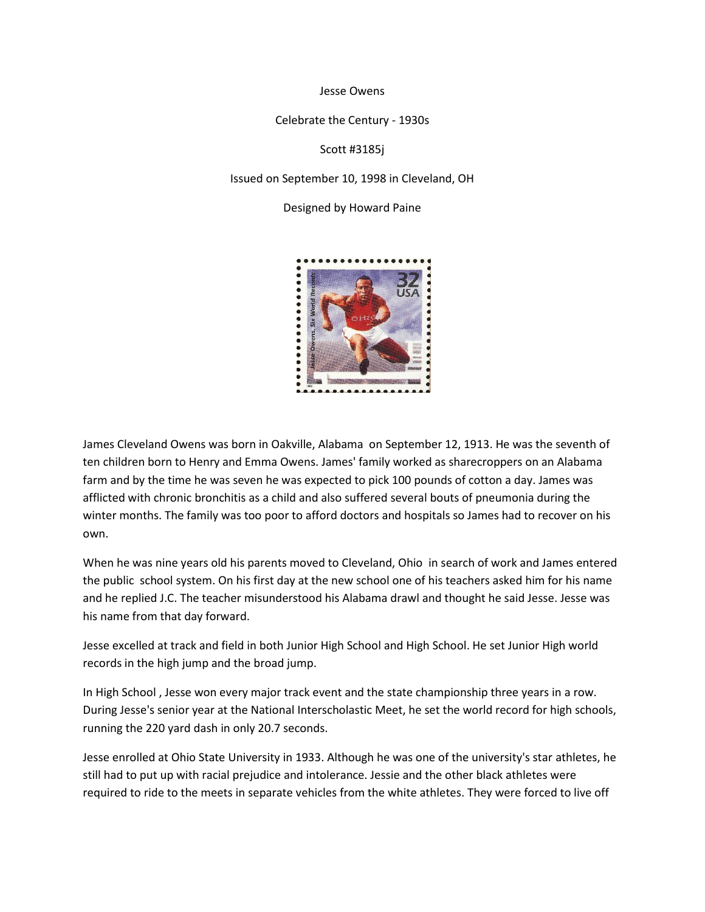Jesse Owens

Celebrate the Century - 1930s

Scott #3185j

Issued on September 10, 1998 in Cleveland, OH

Designed by Howard Paine

James Cleveland Owens was born in Oakville, Alabama on September 12, 1913. He was the seventh of ten children born to Henry and Emma Owens. James' family worked as sharecroppers on an Alabama farm and by the time he was seven he was expected to pick 100 pounds of cotton a day. James was afflicted with chronic bronchitis as a child and also suffered several bouts of pneumonia during the winter months. The family was too poor to afford doctors and hospitals so James had to recover on his own.

When he was nine years old his parents moved to Cleveland, Ohio in search of work and James entered the public school system. On his first day at the new school one of his teachers asked him for his name and he replied J.C. The teacher misunderstood his Alabama drawl and thought he said Jesse. Jesse was his name from that day forward.

Jesse excelled at track and field in both Junior High School and High School. He set Junior High world records in the high jump and the broad jump.

In High School , Jesse won every major track event and the state championship three years in a row. During Jesse's senior year at the National Interscholastic Meet, he set the world record for high schools, running the 220 yard dash in only 20.7 seconds.

Jesse enrolled at Ohio State University in 1933. Although he was one of the university's star athletes, he still had to put up with racial prejudice and intolerance. Jessie and the other black athletes were required to ride to the meets in separate vehicles from the white athletes. They were forced to live off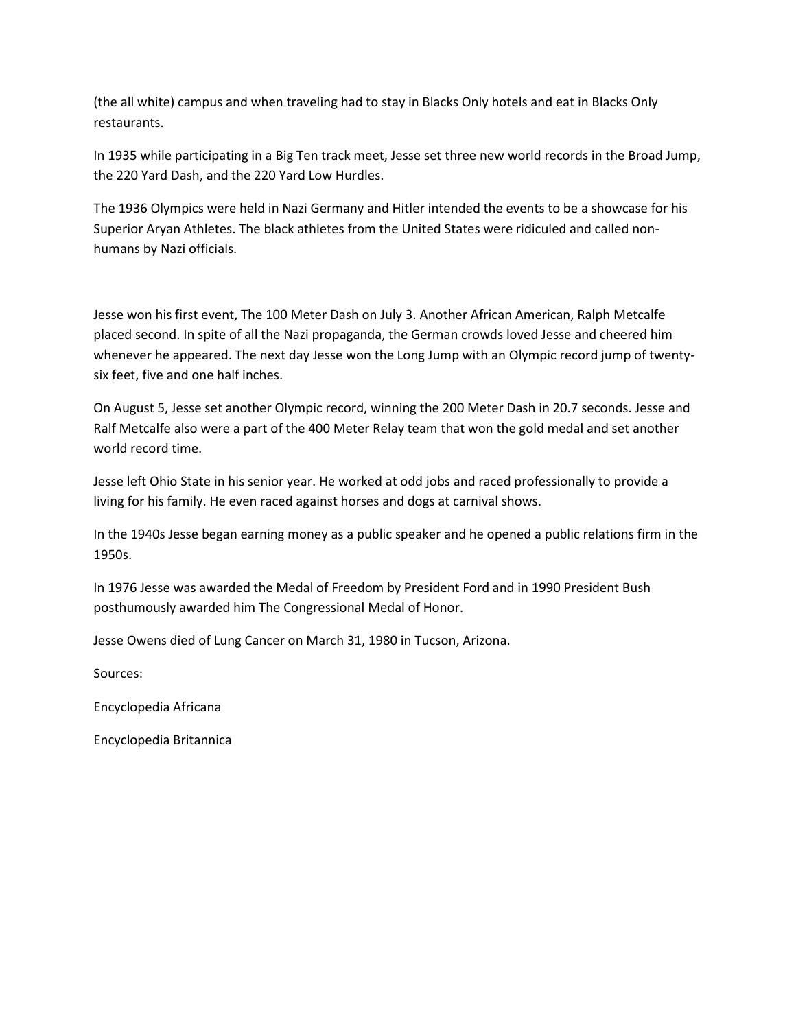(the all white) campus and when traveling had to stay in Blacks Only hotels and eat in Blacks Only restaurants.

In 1935 while participating in a Big Ten track meet, Jesse set three new world records in the Broad Jump, the 220 Yard Dash, and the 220 Yard Low Hurdles.

The 1936 Olympics were held in Nazi Germany and Hitler intended the events to be a showcase for his Superior Aryan Athletes. The black athletes from the United States were ridiculed and called non-humans by Nazi officials.

Jesse won his first event, The 100 Meter Dash on July 3. Another African American, Ralph Metcalfe placed second. In spite of all the Nazi propaganda, the German crowds loved Jesse and cheered him whenever he appeared. The next day Jesse won the Long Jump with an Olympic record jump of twenty-six feet, five and one half inches.

On August 5, Jesse set another Olympic record, winning the 200 Meter Dash in 20.7 seconds. Jesse and Ralf Metcalfe also were a part of the 400 Meter Relay team that won the gold medal and set another world record time.

Jesse left Ohio State in his senior year. He worked at odd jobs and raced professionally to provide a living for his family. He even raced against horses and dogs at carnival shows.

In the 1940s Jesse began earning money as a public speaker and he opened a public relations firm in the 1950s.

In 1976 Jesse was awarded the Medal of Freedom by President Ford and in 1990 President Bush posthumously awarded him The Congressional Medal of Honor.

Jesse Owens died of Lung Cancer on March 31, 1980 in Tucson, Arizona.

Sources:

Encyclopedia Africana

Encyclopedia Britannica